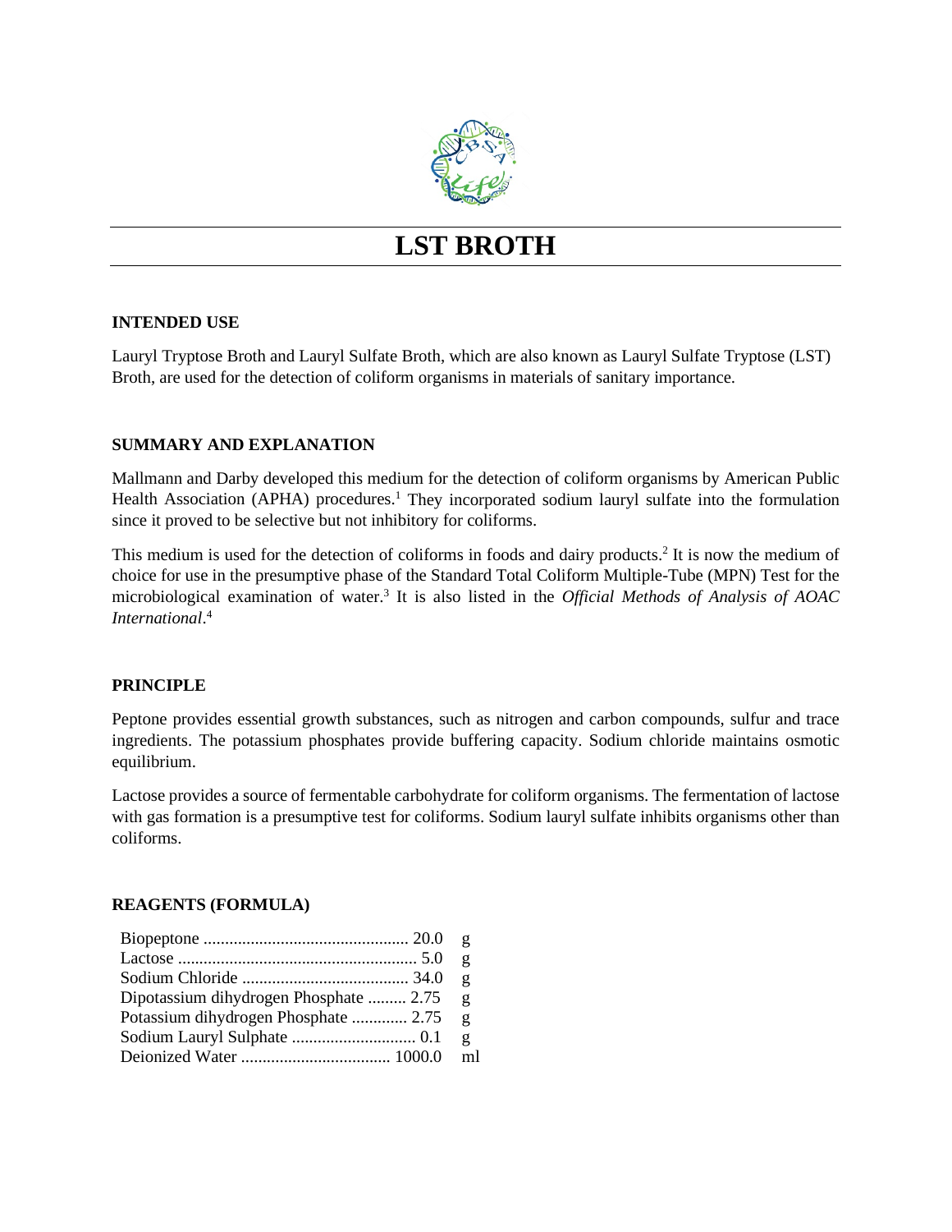# LST BROTH

## INTENDED USE

Lauryl Tryptose Broth and Lauryl Sulfate Broth, which are also known as Lauryl Sulfate Tryptose (LST) Broth, are used for the detection of coliform organisms in materials of sanitary importance.

## SUMMARY AND EXPLANATION

Mallmann and Darby developed this medium for the detection of coliform organisms by American Public Health Association (APHA) procedures.[1] They incorporated sodium lauryl sulfate into the formulation since it proved to be selective but not inhibitory for coliforms.

This medium is used for the detection of coliforms in foods and dairy products.[2] It is now the medium of choice for use in the presumptive phase of the Standard Total Coliform Multiple-Tube (MPN) Test for the microbiological examination of water.[3] It is also listed in the *Official Methods of Analysis of AOAC International*.[4]

## PRINCIPLE

Peptone provides essential growth substances, such as nitrogen and carbon compounds, sulfur and trace ingredients. The potassium phosphates provide buffering capacity. Sodium chloride maintains osmotic equilibrium.

Lactose provides a source of fermentable carbohydrate for coliform organisms. The fermentation of lactose with gas formation is a presumptive test for coliforms. Sodium lauryl sulfate inhibits organisms other than coliforms.

## REAGENTS (FORMULA)

| Reagent | Amount | Unit |
|---|---|---|
| Biopeptone | 20.0 | g |
| Lactose | 5.0 | g |
| Sodium Chloride | 34.0 | g |
| Dipotassium dihydrogen Phosphate | 2.75 | g |
| Potassium dihydrogen Phosphate | 2.75 | g |
| Sodium Lauryl Sulphate | 0.1 | g |
| Deionized Water | 1000.0 | ml |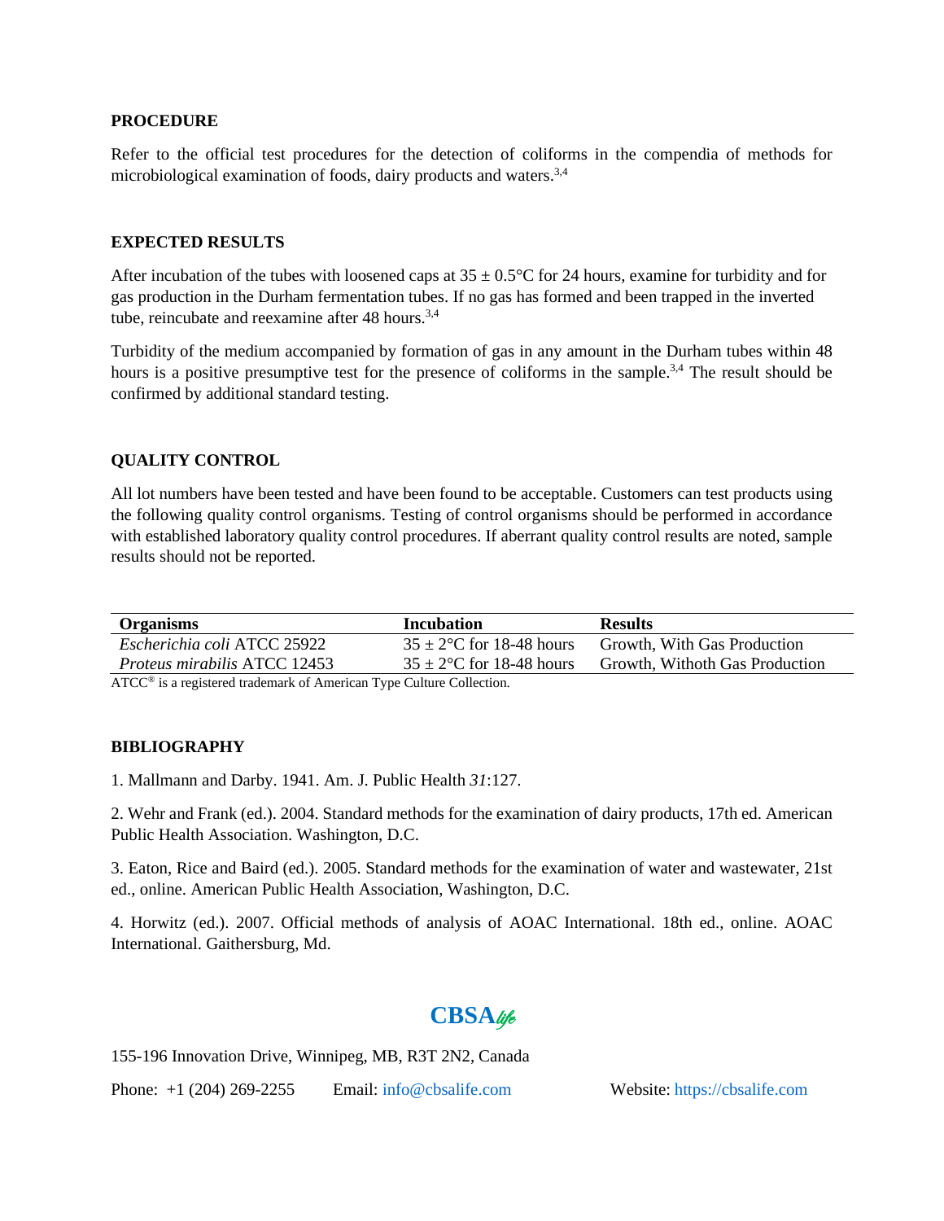## PROCEDURE

Refer to the official test procedures for the detection of coliforms in the compendia of methods for microbiological examination of foods, dairy products and waters.[3,4]

## EXPECTED RESULTS

After incubation of the tubes with loosened caps at 35 ± 0.5°C for 24 hours, examine for turbidity and for gas production in the Durham fermentation tubes. If no gas has formed and been trapped in the inverted tube, reincubate and reexamine after 48 hours.[3,4]

Turbidity of the medium accompanied by formation of gas in any amount in the Durham tubes within 48 hours is a positive presumptive test for the presence of coliforms in the sample.[3,4] The result should be confirmed by additional standard testing.

## QUALITY CONTROL

All lot numbers have been tested and have been found to be acceptable. Customers can test products using the following quality control organisms. Testing of control organisms should be performed in accordance with established laboratory quality control procedures. If aberrant quality control results are noted, sample results should not be reported.

| Organisms | Incubation | Results |
|---|---|---|
| *Escherichia coli* ATCC 25922 | 35 ± 2°C for 18-48 hours | Growth, With Gas Production |
| *Proteus mirabilis* ATCC 12453 | 35 ± 2°C for 18-48 hours | Growth, Withoth Gas Production |

ATCC® is a registered trademark of American Type Culture Collection.

## BIBLIOGRAPHY

1. Mallmann and Darby. 1941. Am. J. Public Health *31*:127.

2. Wehr and Frank (ed.). 2004. Standard methods for the examination of dairy products, 17th ed. American Public Health Association. Washington, D.C.

3. Eaton, Rice and Baird (ed.). 2005. Standard methods for the examination of water and wastewater, 21st ed., online. American Public Health Association, Washington, D.C.

4. Horwitz (ed.). 2007. Official methods of analysis of AOAC International. 18th ed., online. AOAC International. Gaithersburg, Md.

**CBSA***life*

155-196 Innovation Drive, Winnipeg, MB, R3T 2N2, Canada

Phone: +1 (204) 269-2255 Email: info@cbsalife.com Website: https://cbsalife.com